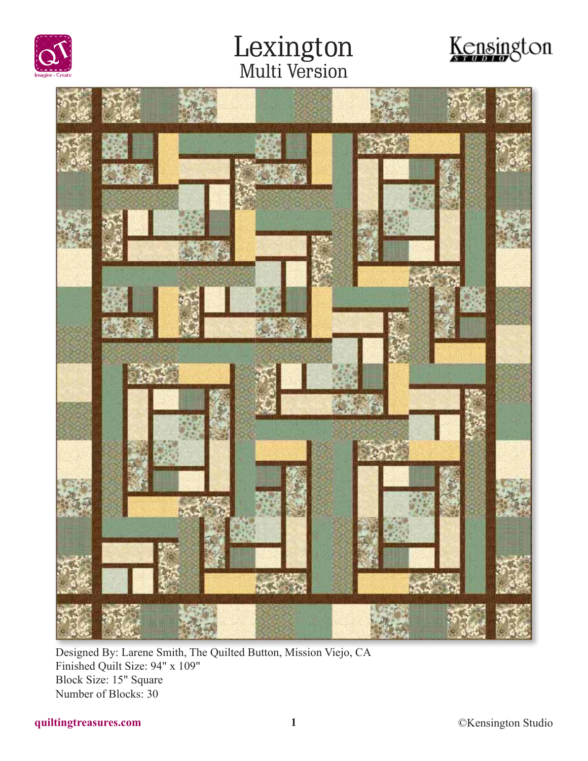# Lexington

## Multi Version

Designed By: Larene Smith, The Quilted Button, Mission Viejo, CA
Finished Quilt Size: 94" x 109"
Block Size: 15" Square
Number of Blocks: 30

quiltingtreasures.com

©Kensington Studio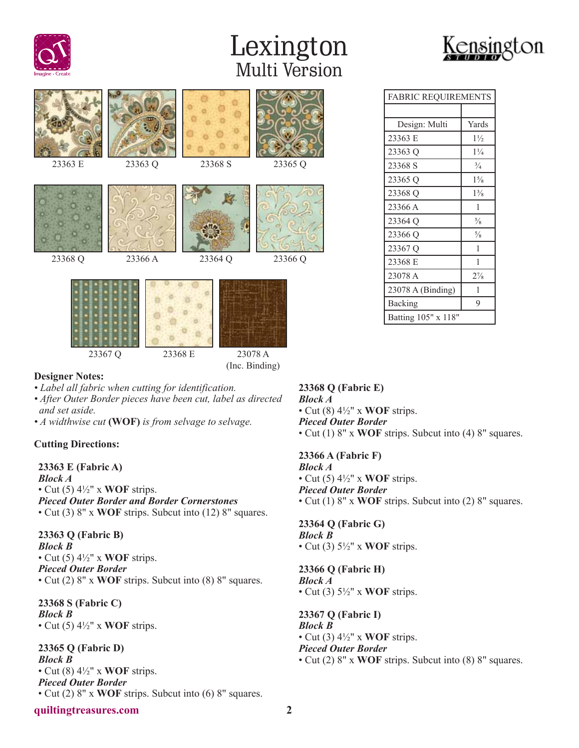# Lexington
## Multi Version

23363 E | 23363 Q | 23368 S | 23365 Q

23368 Q | 23366 A | 23364 Q | 23366 Q

23367 Q | 23368 E | 23078 A (Inc. Binding)

| FABRIC REQUIREMENTS | |
|---|---|
| | |
| Design: Multi | Yards |
| 23363 E | 1½ |
| 23363 Q | 1¼ |
| 23368 S | ¾ |
| 23365 Q | 1⅝ |
| 23368 Q | 1⅜ |
| 23366 A | 1 |
| 23364 Q | ⅝ |
| 23366 Q | ⅝ |
| 23367 Q | 1 |
| 23368 E | 1 |
| 23078 A | 2⅞ |
| 23078 A (Binding) | 1 |
| Backing | 9 |
| Batting 105" x 118" | |

**Designer Notes:**
- *Label all fabric when cutting for identification.*
- *After Outer Border pieces have been cut, label as directed and set aside.*
- *A widthwise cut* **(WOF)** *is from selvage to selvage.*

**Cutting Directions:**

**23363 E (Fabric A)**
***Block A***
- Cut (5) 4½" x **WOF** strips.

***Pieced Outer Border and Border Cornerstones***
- Cut (3) 8" x **WOF** strips. Subcut into (12) 8" squares.

**23363 Q (Fabric B)**
***Block B***
- Cut (5) 4½" x **WOF** strips.

***Pieced Outer Border***
- Cut (2) 8" x **WOF** strips. Subcut into (8) 8" squares.

**23368 S (Fabric C)**
***Block B***
- Cut (5) 4½" x **WOF** strips.

**23365 Q (Fabric D)**
***Block B***
- Cut (8) 4½" x **WOF** strips.

***Pieced Outer Border***
- Cut (2) 8" x **WOF** strips. Subcut into (6) 8" squares.

**23368 Q (Fabric E)**
***Block A***
- Cut (8) 4½" x **WOF** strips.

***Pieced Outer Border***
- Cut (1) 8" x **WOF** strips. Subcut into (4) 8" squares.

**23366 A (Fabric F)**
***Block A***
- Cut (5) 4½" x **WOF** strips.

***Pieced Outer Border***
- Cut (1) 8" x **WOF** strips. Subcut into (2) 8" squares.

**23364 Q (Fabric G)**
***Block B***
- Cut (3) 5½" x **WOF** strips.

**23366 Q (Fabric H)**
***Block A***
- Cut (3) 5½" x **WOF** strips.

**23367 Q (Fabric I)**
***Block B***
- Cut (3) 4½" x **WOF** strips.

***Pieced Outer Border***
- Cut (2) 8" x **WOF** strips. Subcut into (8) 8" squares.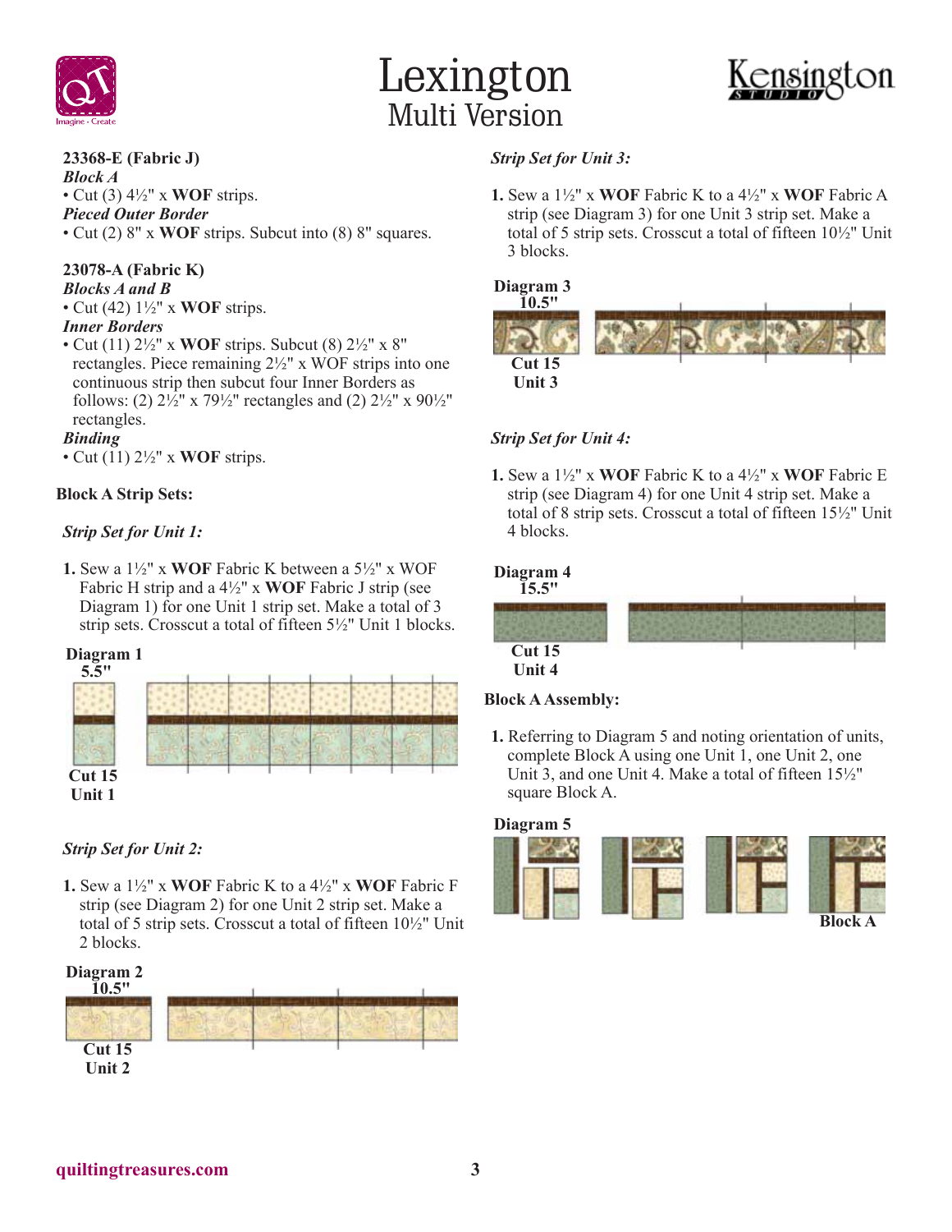# Lexington
## Multi Version

**23368-E (Fabric J)**

***Block A***

- Cut (3) 4½" x **WOF** strips.

***Pieced Outer Border***

- Cut (2) 8" x **WOF** strips. Subcut into (8) 8" squares.

**23078-A (Fabric K)**

***Blocks A and B***

- Cut (42) 1½" x **WOF** strips.

***Inner Borders***

- Cut (11) 2½" x **WOF** strips. Subcut (8) 2½" x 8" rectangles. Piece remaining 2½" x WOF strips into one continuous strip then subcut four Inner Borders as follows: (2) 2½" x 79½" rectangles and (2) 2½" x 90½" rectangles.

***Binding***

- Cut (11) 2½" x **WOF** strips.

**Block A Strip Sets:**

***Strip Set for Unit 1:***

**1.** Sew a 1½" x **WOF** Fabric K between a 5½" x WOF Fabric H strip and a 4½" x **WOF** Fabric J strip (see Diagram 1) for one Unit 1 strip set. Make a total of 3 strip sets. Crosscut a total of fifteen 5½" Unit 1 blocks.

**Diagram 1**
5.5"
Cut 15
Unit 1

***Strip Set for Unit 2:***

**1.** Sew a 1½" x **WOF** Fabric K to a 4½" x **WOF** Fabric F strip (see Diagram 2) for one Unit 2 strip set. Make a total of 5 strip sets. Crosscut a total of fifteen 10½" Unit 2 blocks.

**Diagram 2**
10.5"
Cut 15
Unit 2

***Strip Set for Unit 3:***

**1.** Sew a 1½" x **WOF** Fabric K to a 4½" x **WOF** Fabric A strip (see Diagram 3) for one Unit 3 strip set. Make a total of 5 strip sets. Crosscut a total of fifteen 10½" Unit 3 blocks.

**Diagram 3**
10.5"
Cut 15
Unit 3

***Strip Set for Unit 4:***

**1.** Sew a 1½" x **WOF** Fabric K to a 4½" x **WOF** Fabric E strip (see Diagram 4) for one Unit 4 strip set. Make a total of 8 strip sets. Crosscut a total of fifteen 15½" Unit 4 blocks.

**Diagram 4**
15.5"
Cut 15
Unit 4

**Block A Assembly:**

**1.** Referring to Diagram 5 and noting orientation of units, complete Block A using one Unit 1, one Unit 2, one Unit 3, and one Unit 4. Make a total of fifteen 15½" square Block A.

**Diagram 5**
Block A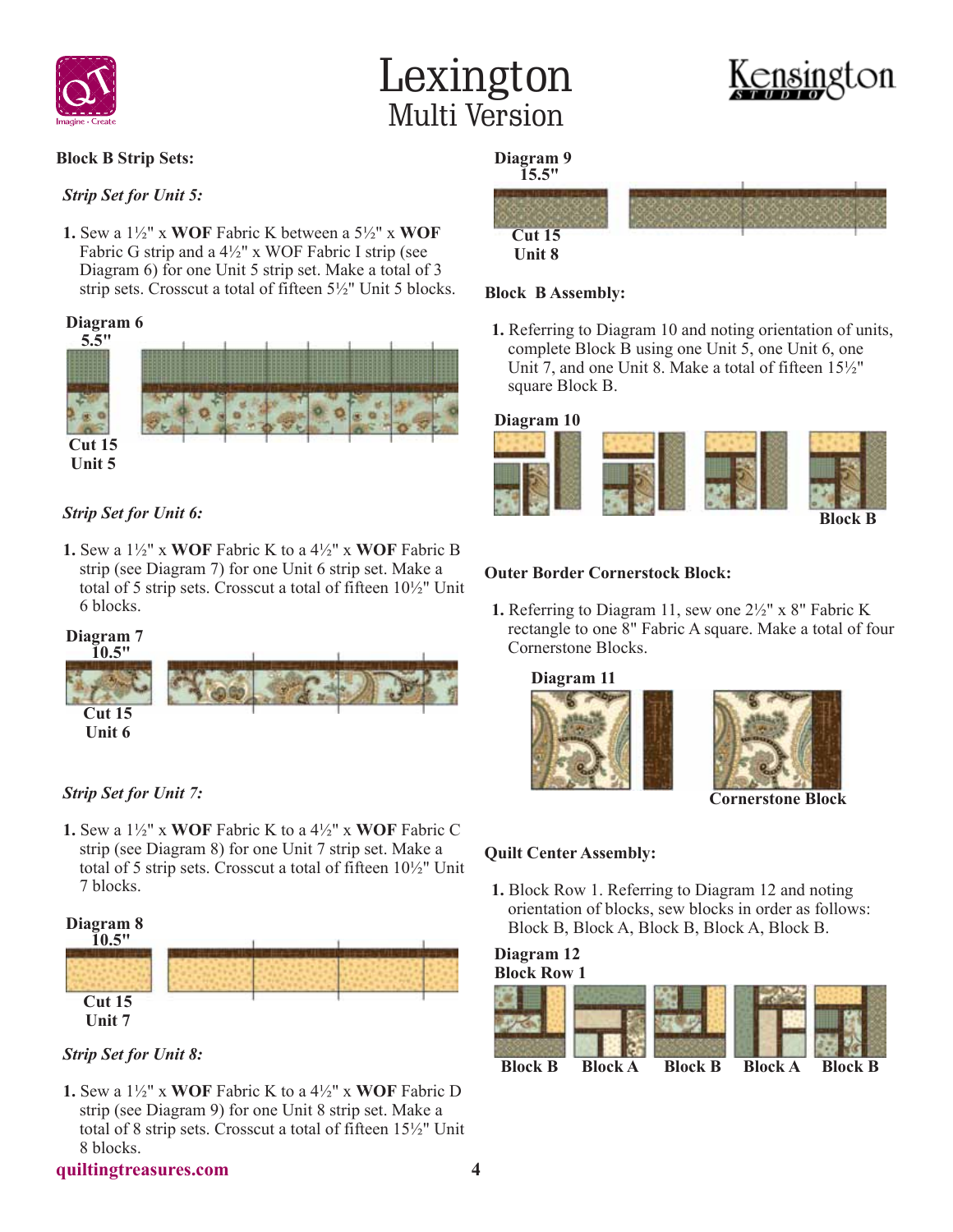## Block B Strip Sets:

***Strip Set for Unit 5:***

1. Sew a 1½" x **WOF** Fabric K between a 5½" x **WOF** Fabric G strip and a 4½" x WOF Fabric I strip (see Diagram 6) for one Unit 5 strip set. Make a total of 3 strip sets. Crosscut a total of fifteen 5½" Unit 5 blocks.

**Diagram 6**
**5.5"**
**Cut 15**
**Unit 5**

***Strip Set for Unit 6:***

1. Sew a 1½" x **WOF** Fabric K to a 4½" x **WOF** Fabric B strip (see Diagram 7) for one Unit 6 strip set. Make a total of 5 strip sets. Crosscut a total of fifteen 10½" Unit 6 blocks.

**Diagram 7**
**10.5"**
**Cut 15**
**Unit 6**

***Strip Set for Unit 7:***

1. Sew a 1½" x **WOF** Fabric K to a 4½" x **WOF** Fabric C strip (see Diagram 8) for one Unit 7 strip set. Make a total of 5 strip sets. Crosscut a total of fifteen 10½" Unit 7 blocks.

**Diagram 8**
**10.5"**
**Cut 15**
**Unit 7**

***Strip Set for Unit 8:***

1. Sew a 1½" x **WOF** Fabric K to a 4½" x **WOF** Fabric D strip (see Diagram 9) for one Unit 8 strip set. Make a total of 8 strip sets. Crosscut a total of fifteen 15½" Unit 8 blocks.

**Diagram 9**
**15.5"**
**Cut 15**
**Unit 8**

## Block B Assembly:

1. Referring to Diagram 10 and noting orientation of units, complete Block B using one Unit 5, one Unit 6, one Unit 7, and one Unit 8. Make a total of fifteen 15½" square Block B.

**Diagram 10**
**Block B**

## Outer Border Cornerstock Block:

1. Referring to Diagram 11, sew one 2½" x 8" Fabric K rectangle to one 8" Fabric A square. Make a total of four Cornerstone Blocks.

**Diagram 11**
**Cornerstone Block**

## Quilt Center Assembly:

1. Block Row 1. Referring to Diagram 12 and noting orientation of blocks, sew blocks in order as follows: Block B, Block A, Block B, Block A, Block B.

**Diagram 12**
**Block Row 1**
**Block B Block A Block B Block A Block B**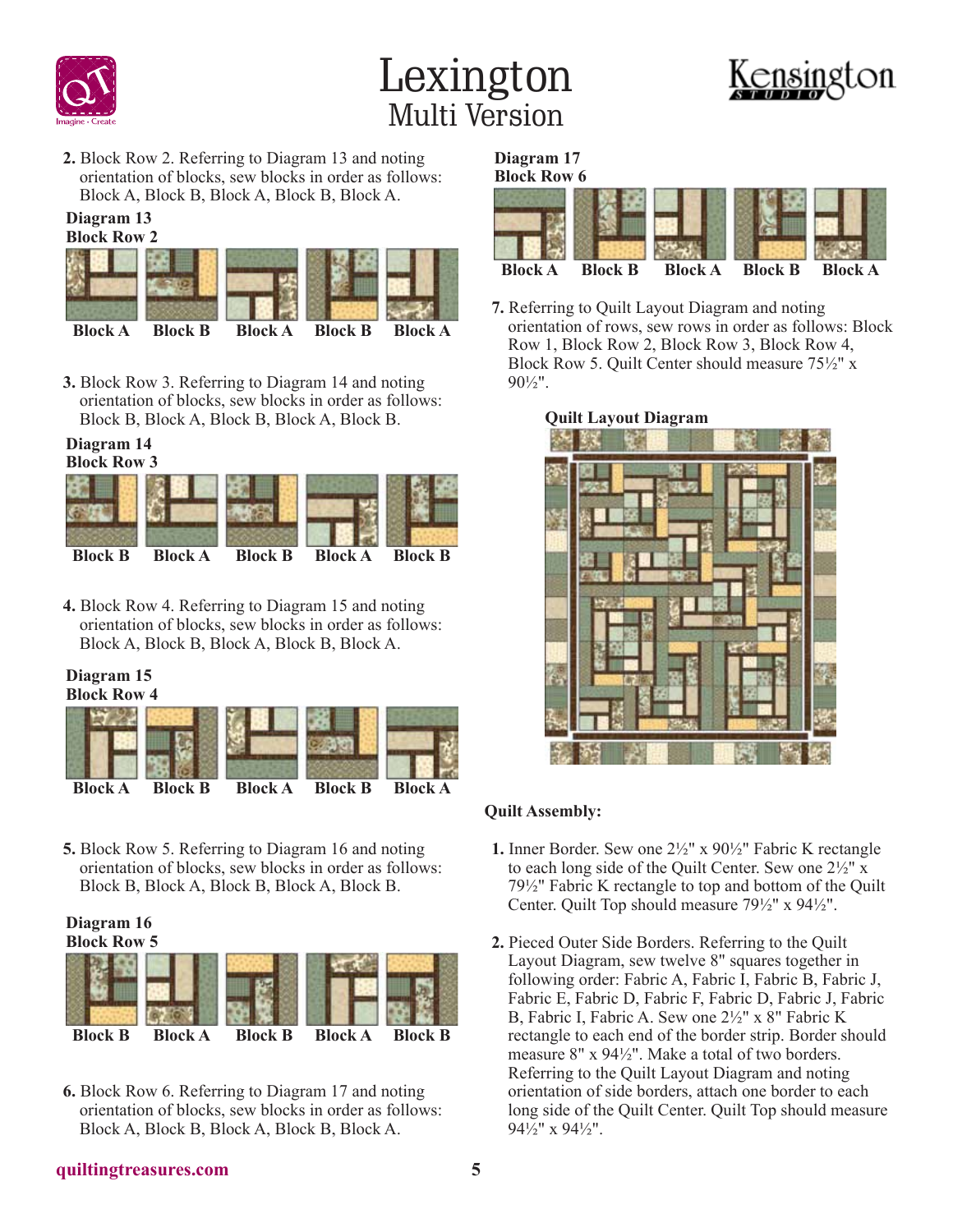2. Block Row 2. Referring to Diagram 13 and noting orientation of blocks, sew blocks in order as follows: Block A, Block B, Block A, Block B, Block A.

**Diagram 13**
**Block Row 2**

**Block A** **Block B** **Block A** **Block B** **Block A**

3. Block Row 3. Referring to Diagram 14 and noting orientation of blocks, sew blocks in order as follows: Block B, Block A, Block B, Block A, Block B.

**Diagram 14**
**Block Row 3**

**Block B** **Block A** **Block B** **Block A** **Block B**

4. Block Row 4. Referring to Diagram 15 and noting orientation of blocks, sew blocks in order as follows: Block A, Block B, Block A, Block B, Block A.

**Diagram 15**
**Block Row 4**

**Block A** **Block B** **Block A** **Block B** **Block A**

5. Block Row 5. Referring to Diagram 16 and noting orientation of blocks, sew blocks in order as follows: Block B, Block A, Block B, Block A, Block B.

**Diagram 16**
**Block Row 5**

**Block B** **Block A** **Block B** **Block A** **Block B**

6. Block Row 6. Referring to Diagram 17 and noting orientation of blocks, sew blocks in order as follows: Block A, Block B, Block A, Block B, Block A.

**Diagram 17**
**Block Row 6**

**Block A** **Block B** **Block A** **Block B** **Block A**

7. Referring to Quilt Layout Diagram and noting orientation of rows, sew rows in order as follows: Block Row 1, Block Row 2, Block Row 3, Block Row 4, Block Row 5. Quilt Center should measure 75½" x 90½".

**Quilt Layout Diagram**

**Quilt Assembly:**

1. Inner Border. Sew one 2½" x 90½" Fabric K rectangle to each long side of the Quilt Center. Sew one 2½" x 79½" Fabric K rectangle to top and bottom of the Quilt Center. Quilt Top should measure 79½" x 94½".

2. Pieced Outer Side Borders. Referring to the Quilt Layout Diagram, sew twelve 8" squares together in following order: Fabric A, Fabric I, Fabric B, Fabric J, Fabric E, Fabric D, Fabric F, Fabric D, Fabric J, Fabric B, Fabric I, Fabric A. Sew one 2½" x 8" Fabric K rectangle to each end of the border strip. Border should measure 8" x 94½". Make a total of two borders. Referring to the Quilt Layout Diagram and noting orientation of side borders, attach one border to each long side of the Quilt Center. Quilt Top should measure 94½" x 94½".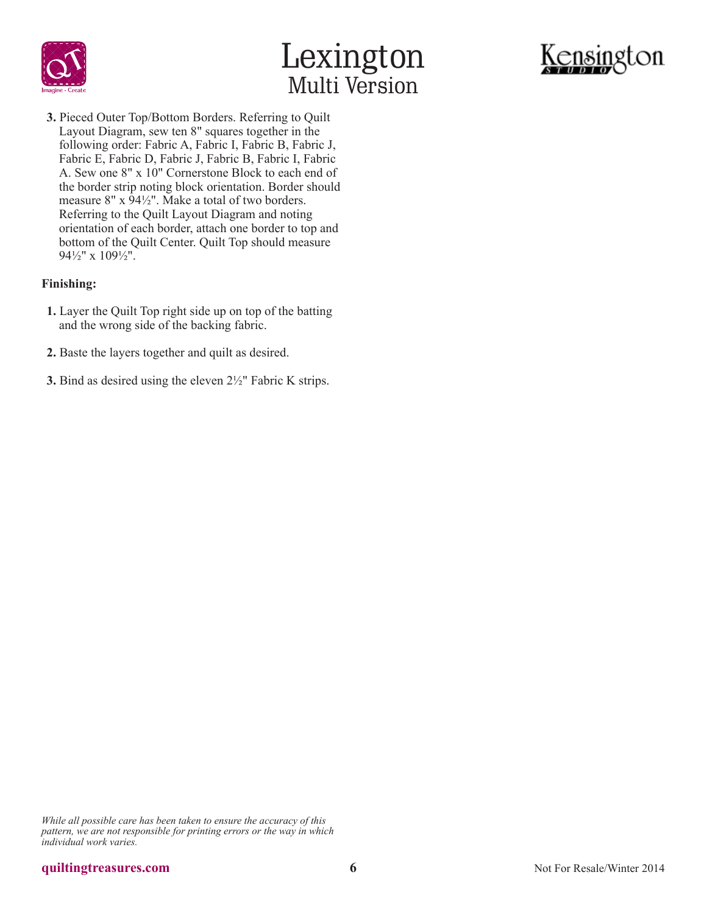3. Pieced Outer Top/Bottom Borders. Referring to Quilt Layout Diagram, sew ten 8" squares together in the following order: Fabric A, Fabric I, Fabric B, Fabric J, Fabric E, Fabric D, Fabric J, Fabric B, Fabric I, Fabric A. Sew one 8" x 10" Cornerstone Block to each end of the border strip noting block orientation. Border should measure 8" x 94½". Make a total of two borders. Referring to the Quilt Layout Diagram and noting orientation of each border, attach one border to top and bottom of the Quilt Center. Quilt Top should measure 94½" x 109½".

**Finishing:**

1. Layer the Quilt Top right side up on top of the batting and the wrong side of the backing fabric.
2. Baste the layers together and quilt as desired.
3. Bind as desired using the eleven 2½" Fabric K strips.

*While all possible care has been taken to ensure the accuracy of this pattern, we are not responsible for printing errors or the way in which individual work varies.*